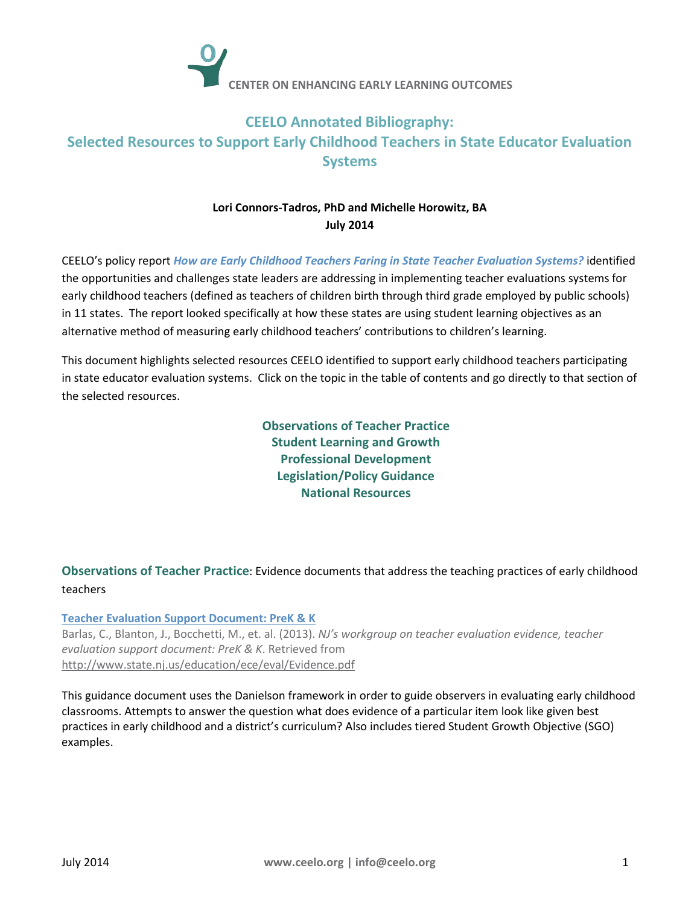CENTER ON ENHANCING EARLY LEARNING OUTCOMES

# CEELO Annotated Bibliography: Selected Resources to Support Early Childhood Teachers in State Educator Evaluation Systems

**Lori Connors-Tadros, PhD and Michelle Horowitz, BA**
**July 2014**

CEELO's policy report ***How are Early Childhood Teachers Faring in State Teacher Evaluation Systems?*** identified the opportunities and challenges state leaders are addressing in implementing teacher evaluations systems for early childhood teachers (defined as teachers of children birth through third grade employed by public schools) in 11 states. The report looked specifically at how these states are using student learning objectives as an alternative method of measuring early childhood teachers' contributions to children's learning.

This document highlights selected resources CEELO identified to support early childhood teachers participating in state educator evaluation systems. Click on the topic in the table of contents and go directly to that section of the selected resources.

**Observations of Teacher Practice**
**Student Learning and Growth**
**Professional Development**
**Legislation/Policy Guidance**
**National Resources**

## Observations of Teacher Practice: Evidence documents that address the teaching practices of early childhood teachers

**Teacher Evaluation Support Document: PreK & K**

Barlas, C., Blanton, J., Bocchetti, M., et. al. (2013). *NJ's workgroup on teacher evaluation evidence, teacher evaluation support document: PreK & K*. Retrieved from http://www.state.nj.us/education/ece/eval/Evidence.pdf

This guidance document uses the Danielson framework in order to guide observers in evaluating early childhood classrooms. Attempts to answer the question what does evidence of a particular item look like given best practices in early childhood and a district's curriculum? Also includes tiered Student Growth Objective (SGO) examples.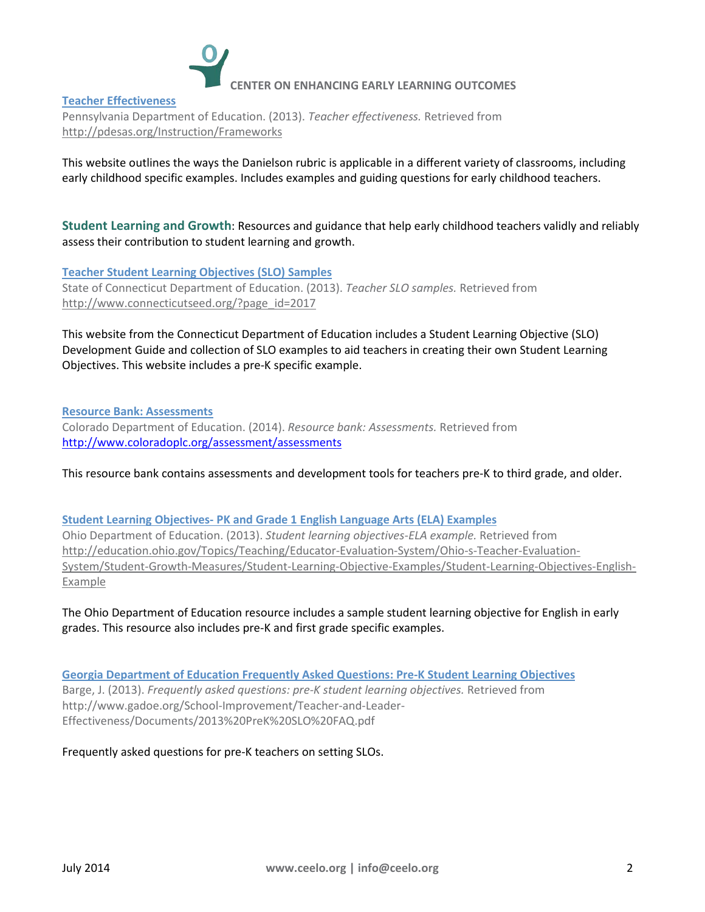**Teacher Effectiveness**

Pennsylvania Department of Education. (2013). *Teacher effectiveness.* Retrieved from http://pdesas.org/Instruction/Frameworks

This website outlines the ways the Danielson rubric is applicable in a different variety of classrooms, including early childhood specific examples. Includes examples and guiding questions for early childhood teachers.

**Student Learning and Growth**: Resources and guidance that help early childhood teachers validly and reliably assess their contribution to student learning and growth.

**Teacher Student Learning Objectives (SLO) Samples**

State of Connecticut Department of Education. (2013). *Teacher SLO samples.* Retrieved from http://www.connecticutseed.org/?page_id=2017

This website from the Connecticut Department of Education includes a Student Learning Objective (SLO) Development Guide and collection of SLO examples to aid teachers in creating their own Student Learning Objectives. This website includes a pre-K specific example.

**Resource Bank: Assessments**

Colorado Department of Education. (2014). *Resource bank: Assessments.* Retrieved from http://www.coloradoplc.org/assessment/assessments

This resource bank contains assessments and development tools for teachers pre-K to third grade, and older.

**Student Learning Objectives- PK and Grade 1 English Language Arts (ELA) Examples**

Ohio Department of Education. (2013). *Student learning objectives-ELA example.* Retrieved from http://education.ohio.gov/Topics/Teaching/Educator-Evaluation-System/Ohio-s-Teacher-Evaluation-System/Student-Growth-Measures/Student-Learning-Objective-Examples/Student-Learning-Objectives-English-Example

The Ohio Department of Education resource includes a sample student learning objective for English in early grades. This resource also includes pre-K and first grade specific examples.

**Georgia Department of Education Frequently Asked Questions: Pre-K Student Learning Objectives**

Barge, J. (2013). *Frequently asked questions: pre-K student learning objectives.* Retrieved from http://www.gadoe.org/School-Improvement/Teacher-and-Leader-Effectiveness/Documents/2013%20PreK%20SLO%20FAQ.pdf

Frequently asked questions for pre-K teachers on setting SLOs.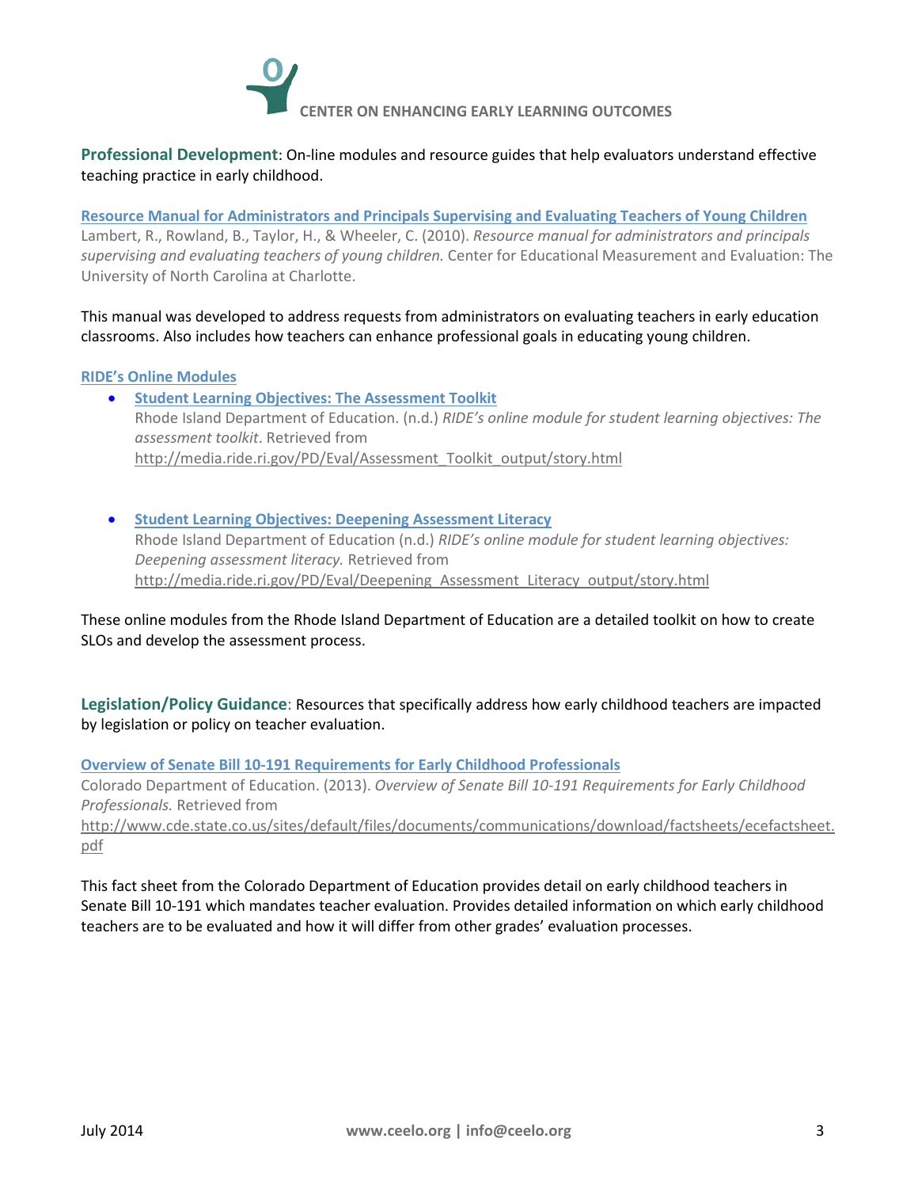**Professional Development**: On-line modules and resource guides that help evaluators understand effective teaching practice in early childhood.

**Resource Manual for Administrators and Principals Supervising and Evaluating Teachers of Young Children**
Lambert, R., Rowland, B., Taylor, H., & Wheeler, C. (2010). *Resource manual for administrators and principals supervising and evaluating teachers of young children.* Center for Educational Measurement and Evaluation: The University of North Carolina at Charlotte.

This manual was developed to address requests from administrators on evaluating teachers in early education classrooms. Also includes how teachers can enhance professional goals in educating young children.

**RIDE's Online Modules**

- **Student Learning Objectives: The Assessment Toolkit**
  Rhode Island Department of Education. (n.d.) *RIDE's online module for student learning objectives: The assessment toolkit*. Retrieved from http://media.ride.ri.gov/PD/Eval/Assessment_Toolkit_output/story.html

- **Student Learning Objectives: Deepening Assessment Literacy**
  Rhode Island Department of Education (n.d.) *RIDE's online module for student learning objectives: Deepening assessment literacy.* Retrieved from http://media.ride.ri.gov/PD/Eval/Deepening_Assessment_Literacy_output/story.html

These online modules from the Rhode Island Department of Education are a detailed toolkit on how to create SLOs and develop the assessment process.

**Legislation/Policy Guidance**: Resources that specifically address how early childhood teachers are impacted by legislation or policy on teacher evaluation.

**Overview of Senate Bill 10-191 Requirements for Early Childhood Professionals**
Colorado Department of Education. (2013). *Overview of Senate Bill 10-191 Requirements for Early Childhood Professionals.* Retrieved from http://www.cde.state.co.us/sites/default/files/documents/communications/download/factsheets/ecefactsheet.pdf

This fact sheet from the Colorado Department of Education provides detail on early childhood teachers in Senate Bill 10-191 which mandates teacher evaluation. Provides detailed information on which early childhood teachers are to be evaluated and how it will differ from other grades' evaluation processes.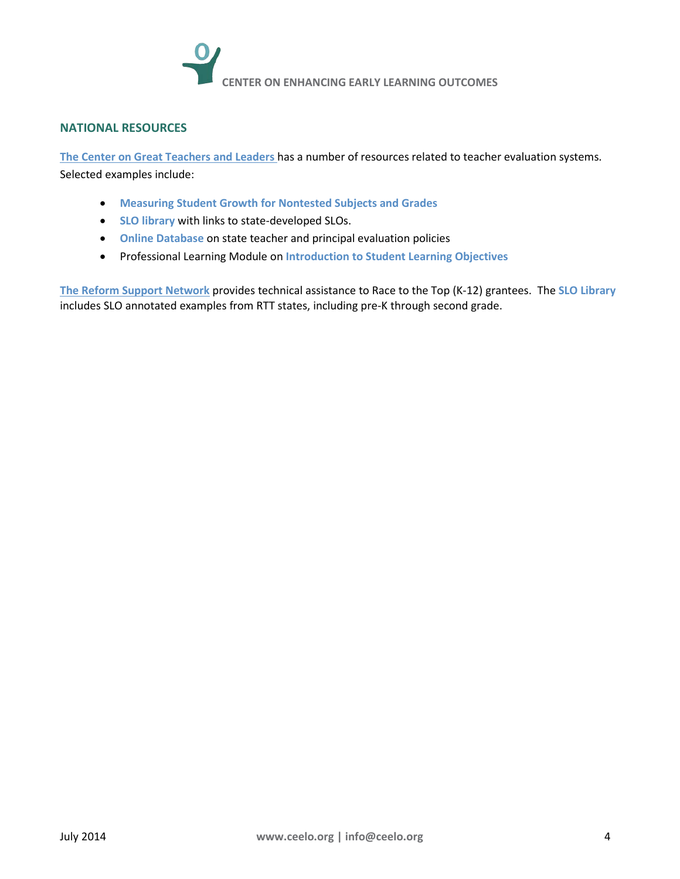## NATIONAL RESOURCES

**The Center on Great Teachers and Leaders** has a number of resources related to teacher evaluation systems. Selected examples include:

- **Measuring Student Growth for Nontested Subjects and Grades**
- **SLO library** with links to state-developed SLOs.
- **Online Database** on state teacher and principal evaluation policies
- Professional Learning Module on **Introduction to Student Learning Objectives**

**The Reform Support Network** provides technical assistance to Race to the Top (K-12) grantees. The **SLO Library** includes SLO annotated examples from RTT states, including pre-K through second grade.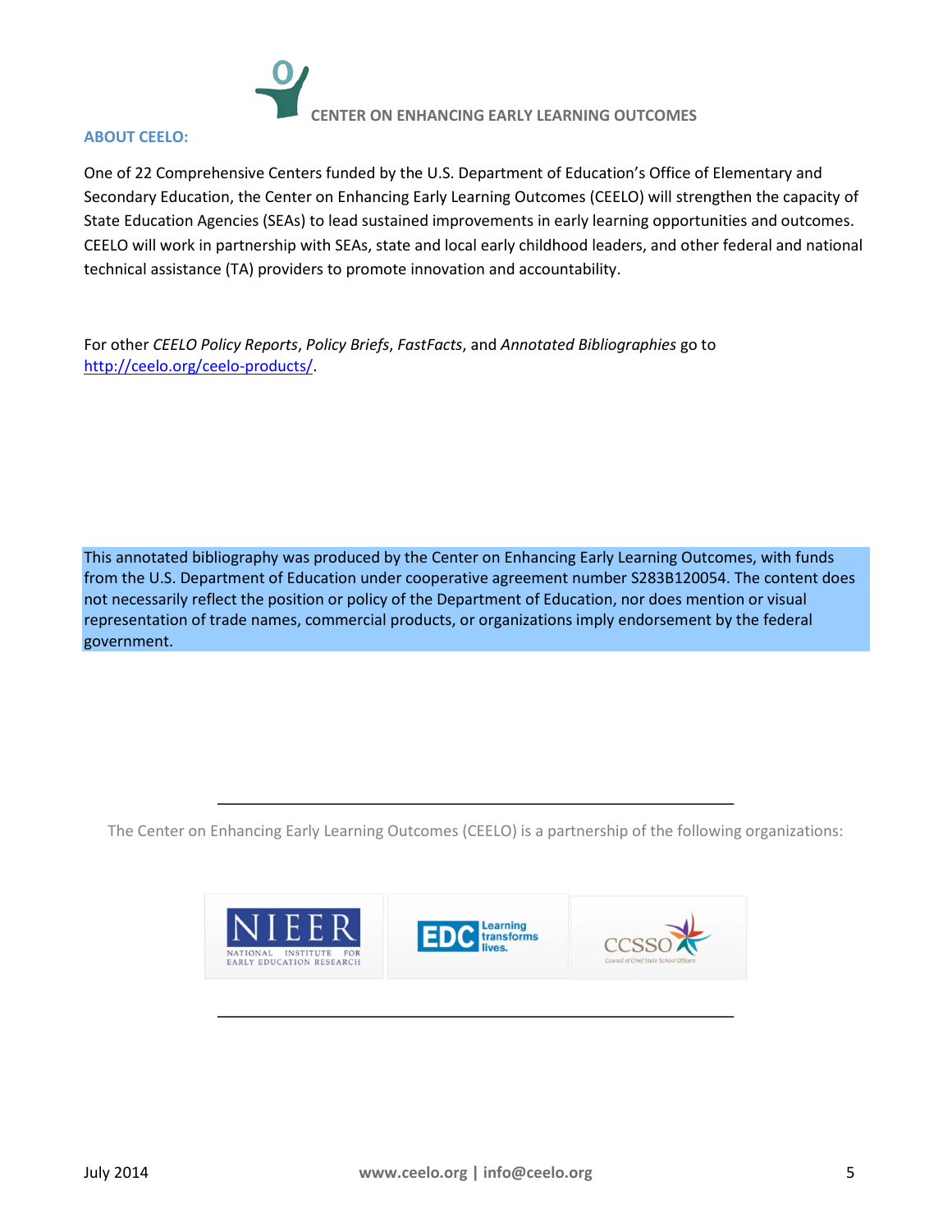CENTER ON ENHANCING EARLY LEARNING OUTCOMES

**ABOUT CEELO:**

One of 22 Comprehensive Centers funded by the U.S. Department of Education's Office of Elementary and Secondary Education, the Center on Enhancing Early Learning Outcomes (CEELO) will strengthen the capacity of State Education Agencies (SEAs) to lead sustained improvements in early learning opportunities and outcomes. CEELO will work in partnership with SEAs, state and local early childhood leaders, and other federal and national technical assistance (TA) providers to promote innovation and accountability.

For other *CEELO Policy Reports*, *Policy Briefs*, *FastFacts*, and *Annotated Bibliographies* go to http://ceelo.org/ceelo-products/.

This annotated bibliography was produced by the Center on Enhancing Early Learning Outcomes, with funds from the U.S. Department of Education under cooperative agreement number S283B120054. The content does not necessarily reflect the position or policy of the Department of Education, nor does mention or visual representation of trade names, commercial products, or organizations imply endorsement by the federal government.

---

The Center on Enhancing Early Learning Outcomes (CEELO) is a partnership of the following organizations:

NIEER — National Institute for Early Education Research | EDC — Learning transforms lives. | CCSSO — Council of Chief State School Officers

---

July 2014 | www.ceelo.org | info@ceelo.org